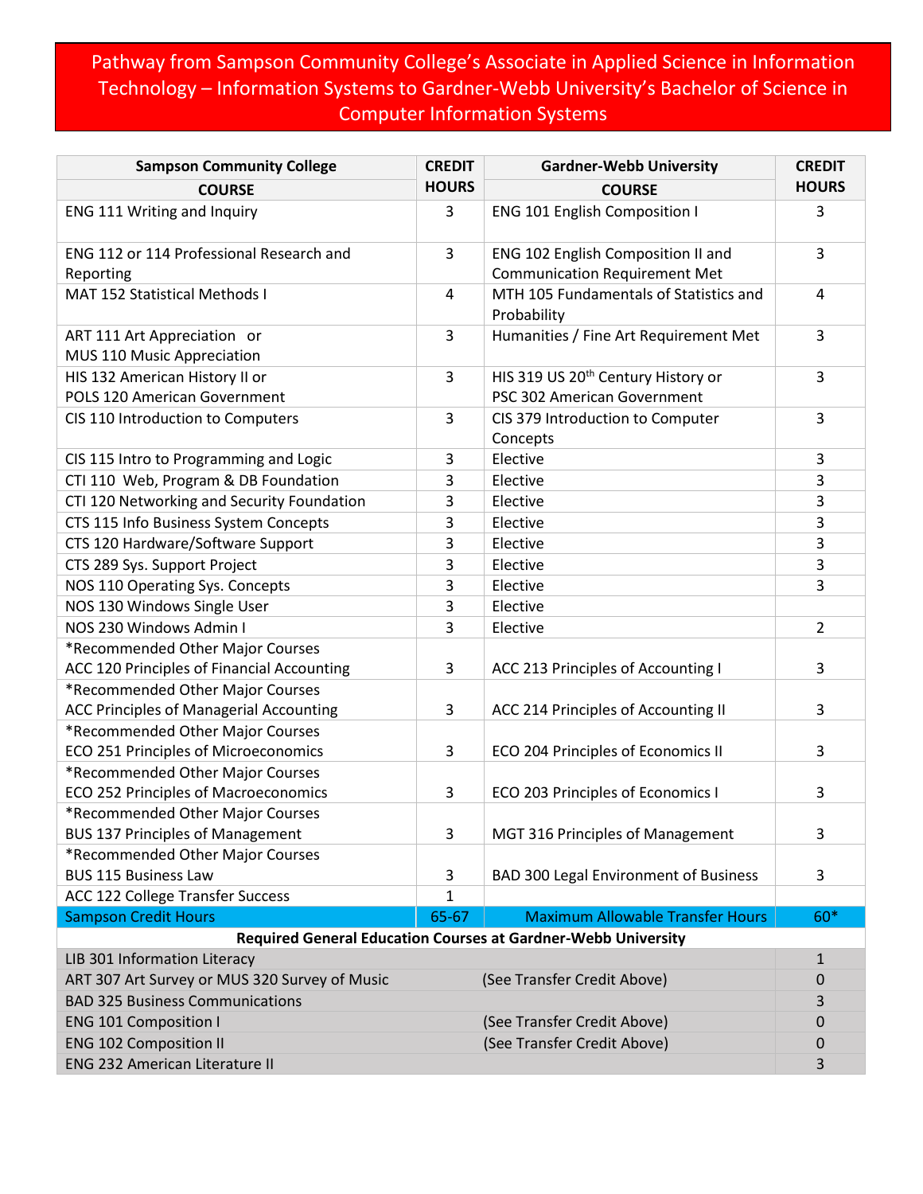# Pathway from Sampson Community College's Associate in Applied Science in Information Technology – Information Systems to Gardner-Webb University's Bachelor of Science in Computer Information Systems

| Sampson Community College COURSE | CREDIT HOURS | Gardner-Webb University COURSE | CREDIT HOURS |
|---|---|---|---|
| ENG 111 Writing and Inquiry | 3 | ENG 101 English Composition I | 3 |
| ENG 112 or 114 Professional Research and Reporting | 3 | ENG 102 English Composition II and Communication Requirement Met | 3 |
| MAT 152 Statistical Methods I | 4 | MTH 105 Fundamentals of Statistics and Probability | 4 |
| ART 111 Art Appreciation or MUS 110 Music Appreciation | 3 | Humanities / Fine Art Requirement Met | 3 |
| HIS 132 American History II or POLS 120 American Government | 3 | HIS 319 US 20th Century History or PSC 302 American Government | 3 |
| CIS 110 Introduction to Computers | 3 | CIS 379 Introduction to Computer Concepts | 3 |
| CIS 115 Intro to Programming and Logic | 3 | Elective | 3 |
| CTI 110 Web, Program & DB Foundation | 3 | Elective | 3 |
| CTI 120 Networking and Security Foundation | 3 | Elective | 3 |
| CTS 115 Info Business System Concepts | 3 | Elective | 3 |
| CTS 120 Hardware/Software Support | 3 | Elective | 3 |
| CTS 289 Sys. Support Project | 3 | Elective | 3 |
| NOS 110 Operating Sys. Concepts | 3 | Elective | 3 |
| NOS 130 Windows Single User | 3 | Elective | |
| NOS 230 Windows Admin I | 3 | Elective | 2 |
| *Recommended Other Major Courses ACC 120 Principles of Financial Accounting | 3 | ACC 213 Principles of Accounting I | 3 |
| *Recommended Other Major Courses ACC Principles of Managerial Accounting | 3 | ACC 214 Principles of Accounting II | 3 |
| *Recommended Other Major Courses ECO 251 Principles of Microeconomics | 3 | ECO 204 Principles of Economics II | 3 |
| *Recommended Other Major Courses ECO 252 Principles of Macroeconomics | 3 | ECO 203 Principles of Economics I | 3 |
| *Recommended Other Major Courses BUS 137 Principles of Management | 3 | MGT 316 Principles of Management | 3 |
| *Recommended Other Major Courses BUS 115 Business Law | 3 | BAD 300 Legal Environment of Business | 3 |
| ACC 122 College Transfer Success | 1 | | |
| Sampson Credit Hours | 65-67 | Maximum Allowable Transfer Hours | 60* |

| Required General Education Courses at Gardner-Webb University | | |
|---|---|---|
| LIB 301 Information Literacy | | 1 |
| ART 307 Art Survey or MUS 320 Survey of Music | (See Transfer Credit Above) | 0 |
| BAD 325 Business Communications | | 3 |
| ENG 101 Composition I | (See Transfer Credit Above) | 0 |
| ENG 102 Composition II | (See Transfer Credit Above) | 0 |
| ENG 232 American Literature II | | 3 |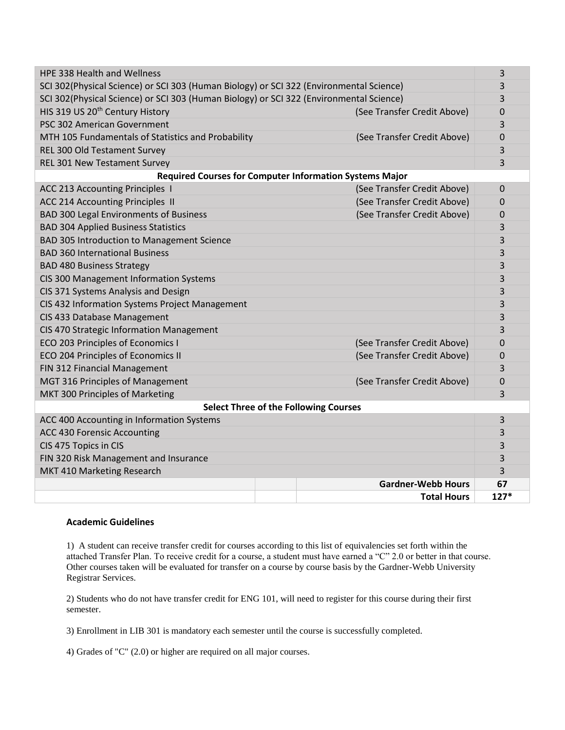| Course | Transfer Note | Hours |
|---|---|---|
| HPE 338 Health and Wellness | | 3 |
| SCI 302(Physical Science) or SCI 303 (Human Biology) or SCI 322 (Environmental Science) | | 3 |
| SCI 302(Physical Science) or SCI 303 (Human Biology) or SCI 322 (Environmental Science) | | 3 |
| HIS 319 US 20th Century History | (See Transfer Credit Above) | 0 |
| PSC 302 American Government | | 3 |
| MTH 105 Fundamentals of Statistics and Probability | (See Transfer Credit Above) | 0 |
| REL 300 Old Testament Survey | | 3 |
| REL 301 New Testament Survey | | 3 |
| **Required Courses for Computer Information Systems Major** | | |
| ACC 213 Accounting Principles I | (See Transfer Credit Above) | 0 |
| ACC 214 Accounting Principles II | (See Transfer Credit Above) | 0 |
| BAD 300 Legal Environments of Business | (See Transfer Credit Above) | 0 |
| BAD 304 Applied Business Statistics | | 3 |
| BAD 305 Introduction to Management Science | | 3 |
| BAD 360 International Business | | 3 |
| BAD 480 Business Strategy | | 3 |
| CIS 300 Management Information Systems | | 3 |
| CIS 371 Systems Analysis and Design | | 3 |
| CIS 432 Information Systems Project Management | | 3 |
| CIS 433 Database Management | | 3 |
| CIS 470 Strategic Information Management | | 3 |
| ECO 203 Principles of Economics I | (See Transfer Credit Above) | 0 |
| ECO 204 Principles of Economics II | (See Transfer Credit Above) | 0 |
| FIN 312 Financial Management | | 3 |
| MGT 316 Principles of Management | (See Transfer Credit Above) | 0 |
| MKT 300 Principles of Marketing | | 3 |
| **Select Three of the Following Courses** | | |
| ACC 400 Accounting in Information Systems | | 3 |
| ACC 430 Forensic Accounting | | 3 |
| CIS 475 Topics in CIS | | 3 |
| FIN 320 Risk Management and Insurance | | 3 |
| MKT 410 Marketing Research | | 3 |
| | **Gardner-Webb Hours** | **67** |
| | **Total Hours** | **127*** |

**Academic Guidelines**

1) A student can receive transfer credit for courses according to this list of equivalencies set forth within the attached Transfer Plan. To receive credit for a course, a student must have earned a "C" 2.0 or better in that course. Other courses taken will be evaluated for transfer on a course by course basis by the Gardner-Webb University Registrar Services.

2) Students who do not have transfer credit for ENG 101, will need to register for this course during their first semester.

3) Enrollment in LIB 301 is mandatory each semester until the course is successfully completed.

4) Grades of "C" (2.0) or higher are required on all major courses.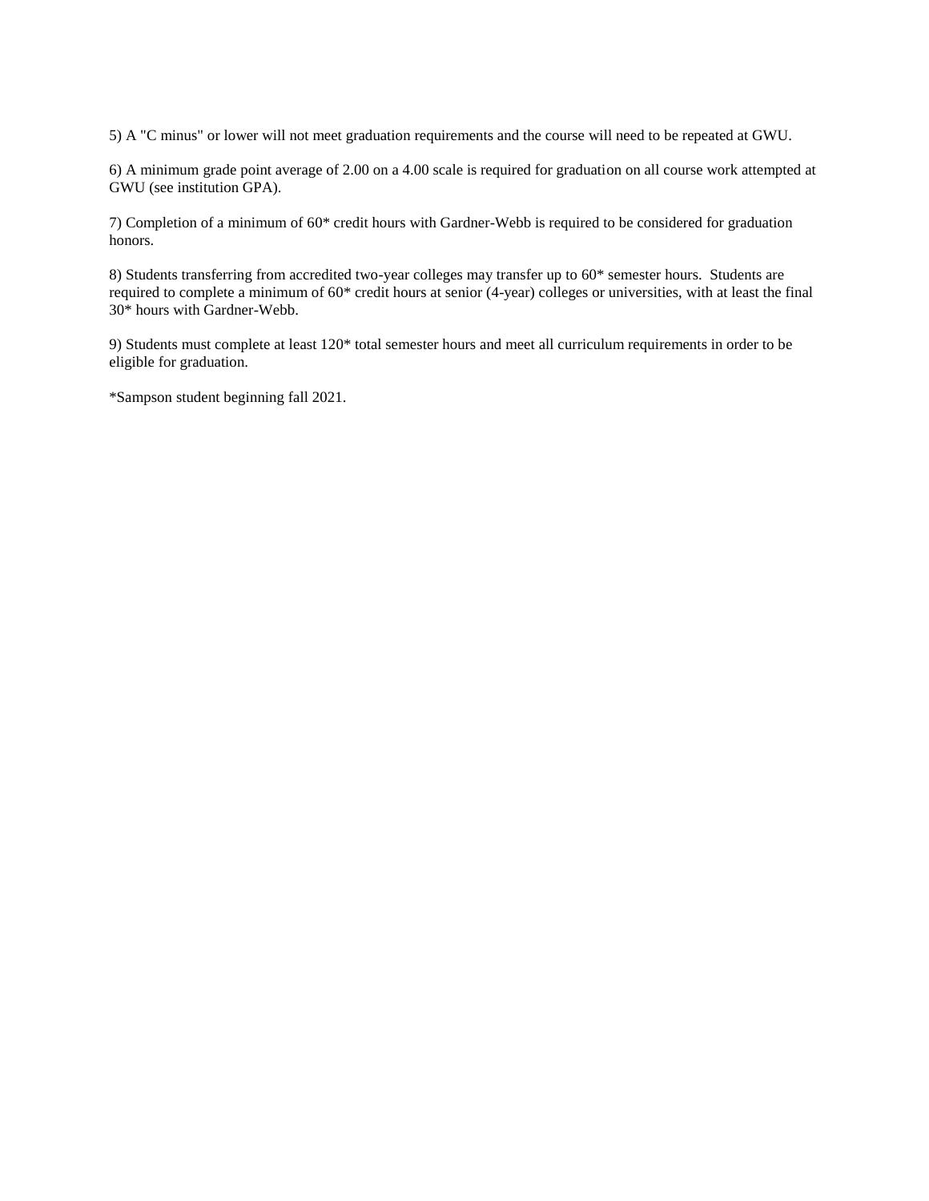5) A "C minus" or lower will not meet graduation requirements and the course will need to be repeated at GWU.

6) A minimum grade point average of 2.00 on a 4.00 scale is required for graduation on all course work attempted at GWU (see institution GPA).

7) Completion of a minimum of 60* credit hours with Gardner-Webb is required to be considered for graduation honors.

8) Students transferring from accredited two-year colleges may transfer up to 60* semester hours. Students are required to complete a minimum of 60* credit hours at senior (4-year) colleges or universities, with at least the final 30* hours with Gardner-Webb.

9) Students must complete at least 120* total semester hours and meet all curriculum requirements in order to be eligible for graduation.

*Sampson student beginning fall 2021.